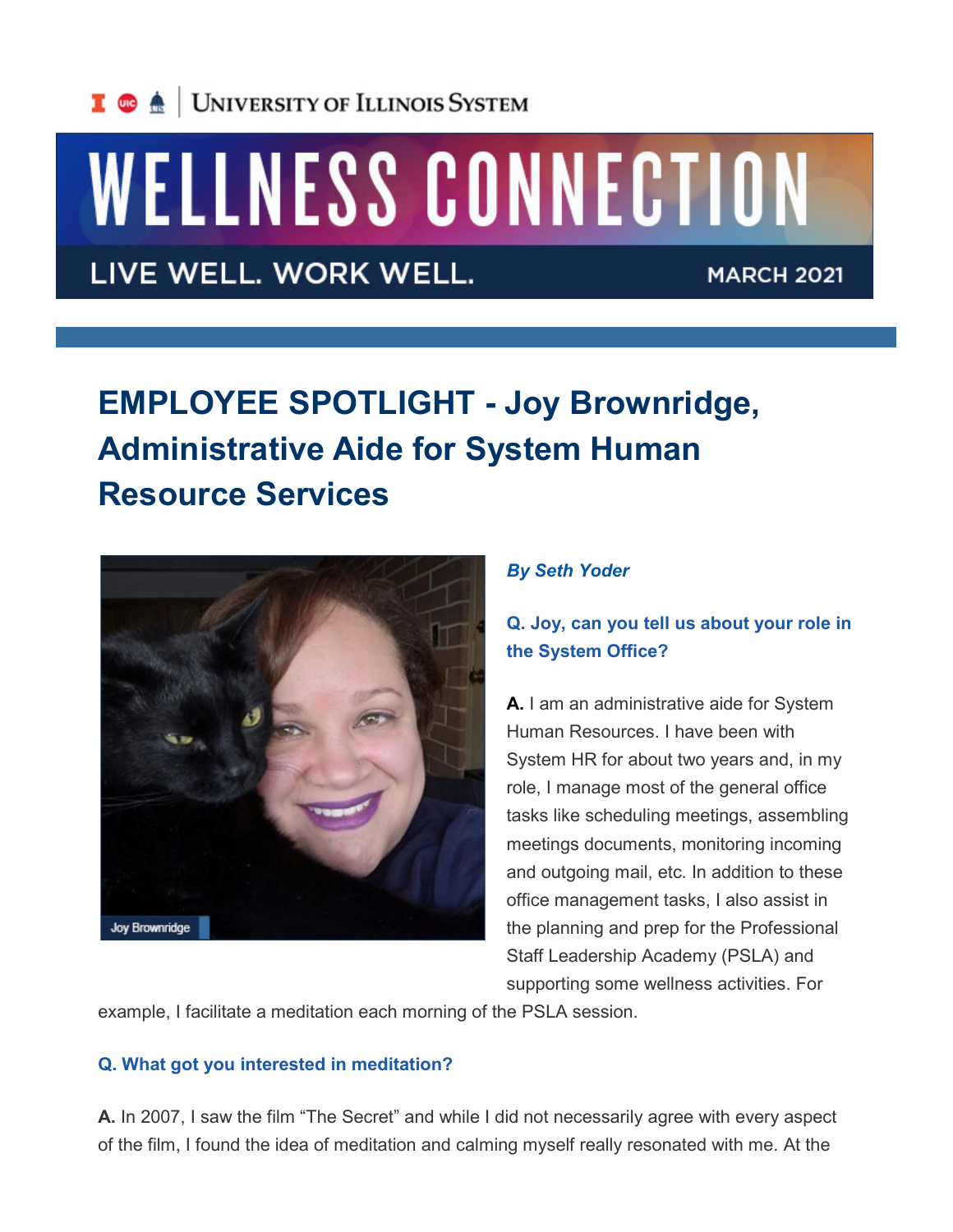University of Illinois System

# WELLNESS CONNECTION

LIVE WELL. WORK WELL. MARCH 2021

## EMPLOYEE SPOTLIGHT - Joy Brownridge, Administrative Aide for System Human Resource Services

Joy Brownridge

***By Seth Yoder***

**Q. Joy, can you tell us about your role in the System Office?**

**A.** I am an administrative aide for System Human Resources. I have been with System HR for about two years and, in my role, I manage most of the general office tasks like scheduling meetings, assembling meetings documents, monitoring incoming and outgoing mail, etc. In addition to these office management tasks, I also assist in the planning and prep for the Professional Staff Leadership Academy (PSLA) and supporting some wellness activities. For example, I facilitate a meditation each morning of the PSLA session.

**Q. What got you interested in meditation?**

**A.** In 2007, I saw the film "The Secret" and while I did not necessarily agree with every aspect of the film, I found the idea of meditation and calming myself really resonated with me. At the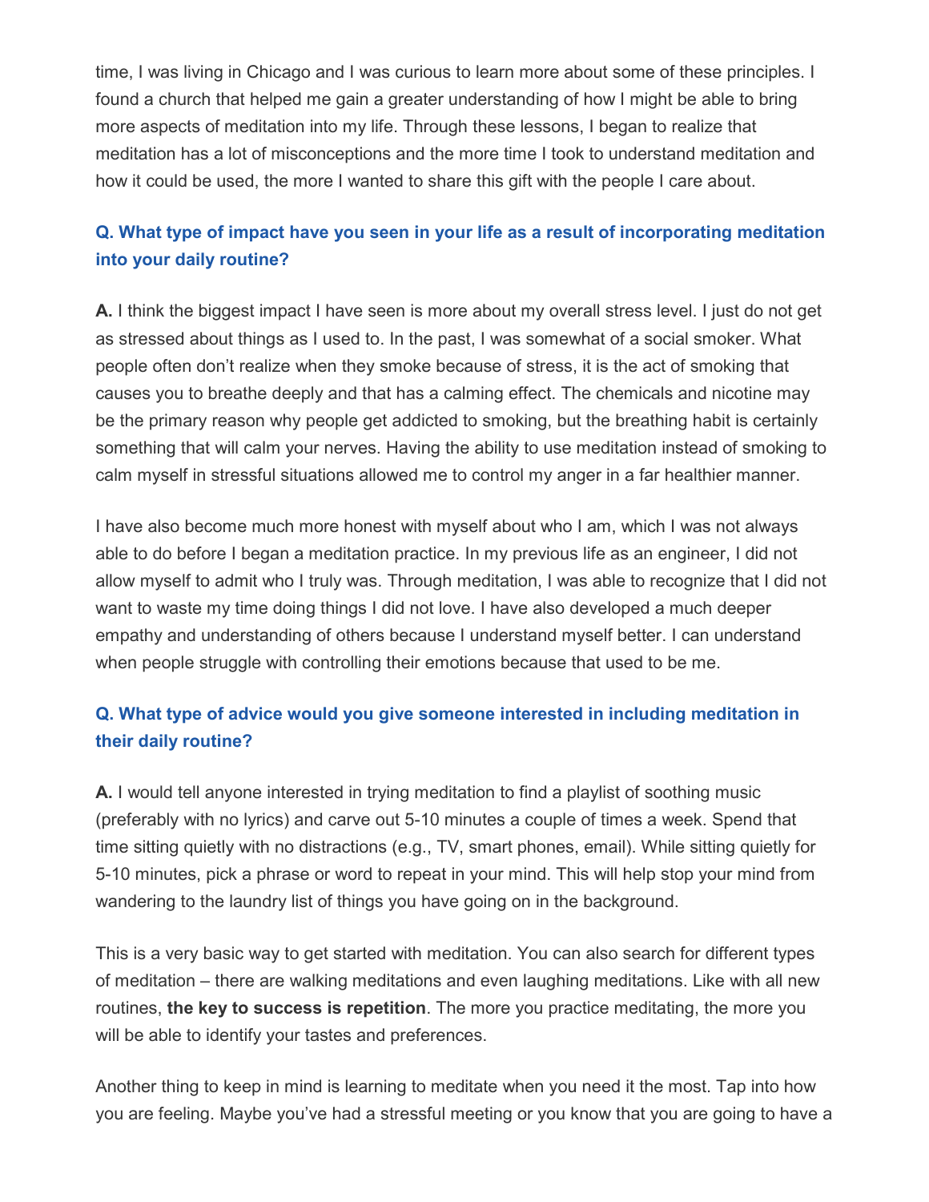time, I was living in Chicago and I was curious to learn more about some of these principles. I found a church that helped me gain a greater understanding of how I might be able to bring more aspects of meditation into my life. Through these lessons, I began to realize that meditation has a lot of misconceptions and the more time I took to understand meditation and how it could be used, the more I wanted to share this gift with the people I care about.

**Q. What type of impact have you seen in your life as a result of incorporating meditation into your daily routine?**

**A.** I think the biggest impact I have seen is more about my overall stress level. I just do not get as stressed about things as I used to. In the past, I was somewhat of a social smoker. What people often don't realize when they smoke because of stress, it is the act of smoking that causes you to breathe deeply and that has a calming effect. The chemicals and nicotine may be the primary reason why people get addicted to smoking, but the breathing habit is certainly something that will calm your nerves. Having the ability to use meditation instead of smoking to calm myself in stressful situations allowed me to control my anger in a far healthier manner.

I have also become much more honest with myself about who I am, which I was not always able to do before I began a meditation practice. In my previous life as an engineer, I did not allow myself to admit who I truly was. Through meditation, I was able to recognize that I did not want to waste my time doing things I did not love. I have also developed a much deeper empathy and understanding of others because I understand myself better. I can understand when people struggle with controlling their emotions because that used to be me.

**Q. What type of advice would you give someone interested in including meditation in their daily routine?**

**A.** I would tell anyone interested in trying meditation to find a playlist of soothing music (preferably with no lyrics) and carve out 5-10 minutes a couple of times a week. Spend that time sitting quietly with no distractions (e.g., TV, smart phones, email). While sitting quietly for 5-10 minutes, pick a phrase or word to repeat in your mind. This will help stop your mind from wandering to the laundry list of things you have going on in the background.

This is a very basic way to get started with meditation. You can also search for different types of meditation – there are walking meditations and even laughing meditations. Like with all new routines, **the key to success is repetition**. The more you practice meditating, the more you will be able to identify your tastes and preferences.

Another thing to keep in mind is learning to meditate when you need it the most. Tap into how you are feeling. Maybe you've had a stressful meeting or you know that you are going to have a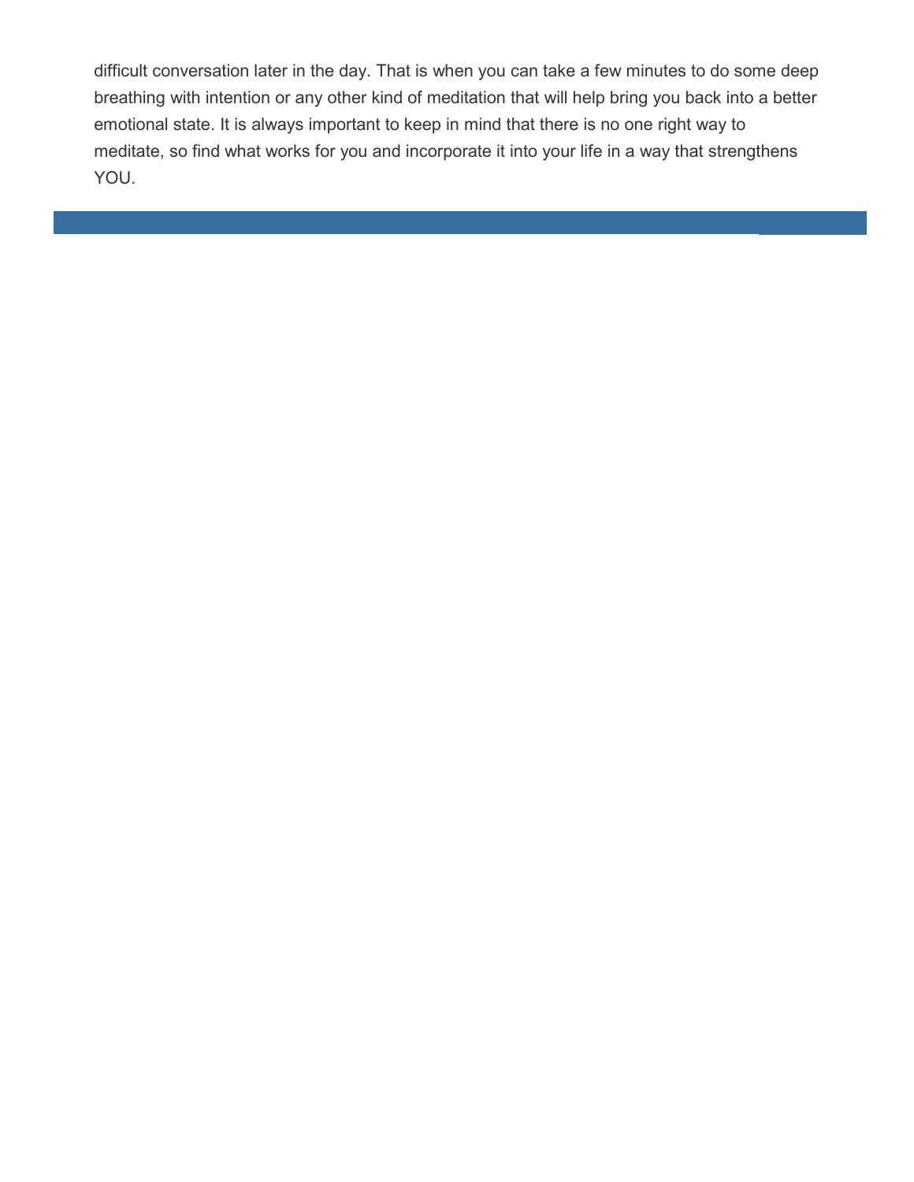difficult conversation later in the day. That is when you can take a few minutes to do some deep breathing with intention or any other kind of meditation that will help bring you back into a better emotional state. It is always important to keep in mind that there is no one right way to meditate, so find what works for you and incorporate it into your life in a way that strengthens YOU.